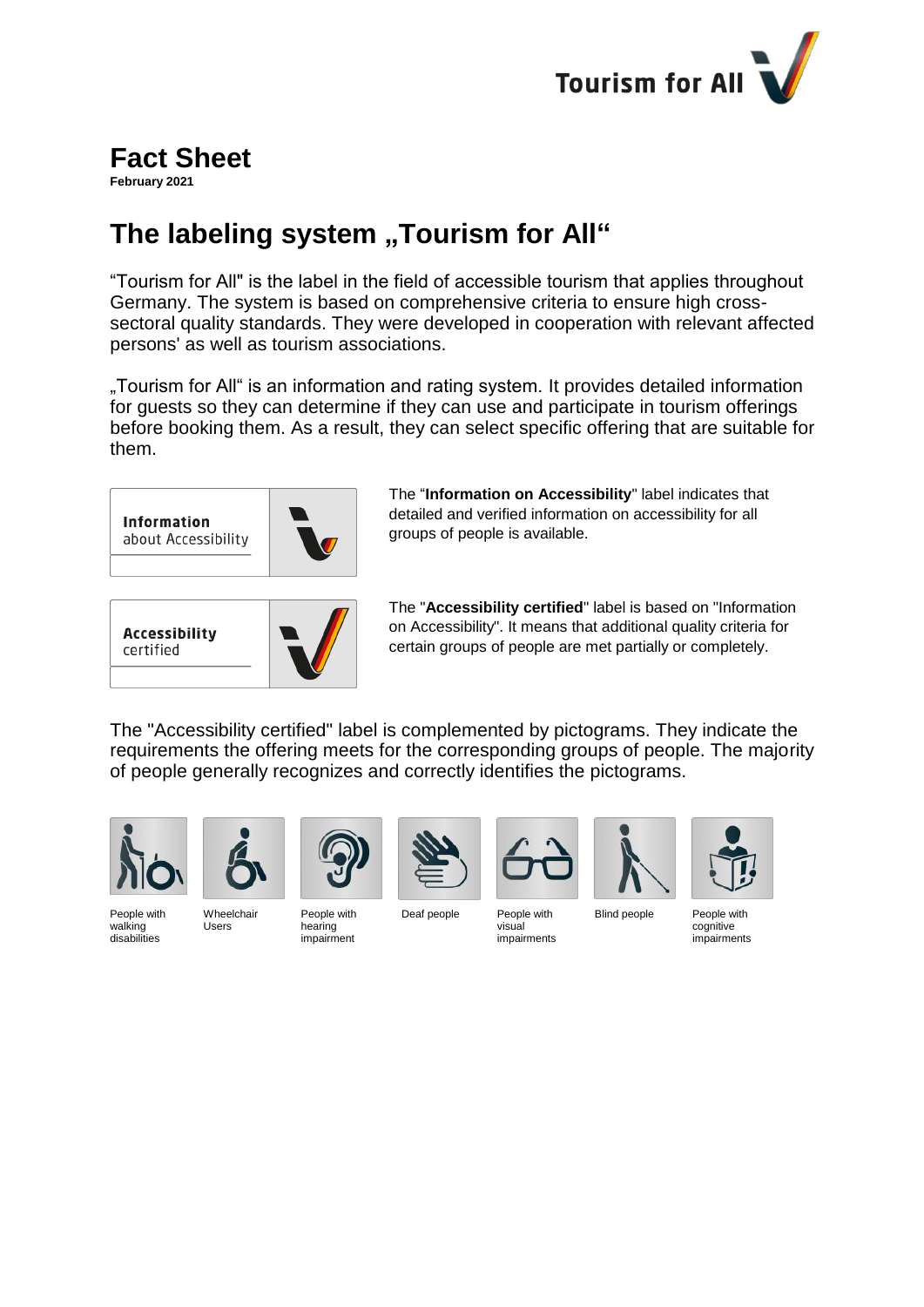Tourism for All

# Fact Sheet

**February 2021**

## The labeling system „Tourism for All“

“Tourism for All" is the label in the field of accessible tourism that applies throughout Germany. The system is based on comprehensive criteria to ensure high cross-sectoral quality standards. They were developed in cooperation with relevant affected persons' as well as tourism associations.

„Tourism for All“ is an information and rating system. It provides detailed information for guests so they can determine if they can use and participate in tourism offerings before booking them. As a result, they can select specific offering that are suitable for them.

**Information** about Accessibility

The “**Information on Accessibility**" label indicates that detailed and verified information on accessibility for all groups of people is available.

**Accessibility** certified

The "**Accessibility certified**" label is based on "Information on Accessibility". It means that additional quality criteria for certain groups of people are met partially or completely.

The "Accessibility certified" label is complemented by pictograms. They indicate the requirements the offering meets for the corresponding groups of people. The majority of people generally recognizes and correctly identifies the pictograms.

People with walking disabilities

Wheelchair Users

People with hearing impairment

Deaf people

People with visual impairments

Blind people

People with cognitive impairments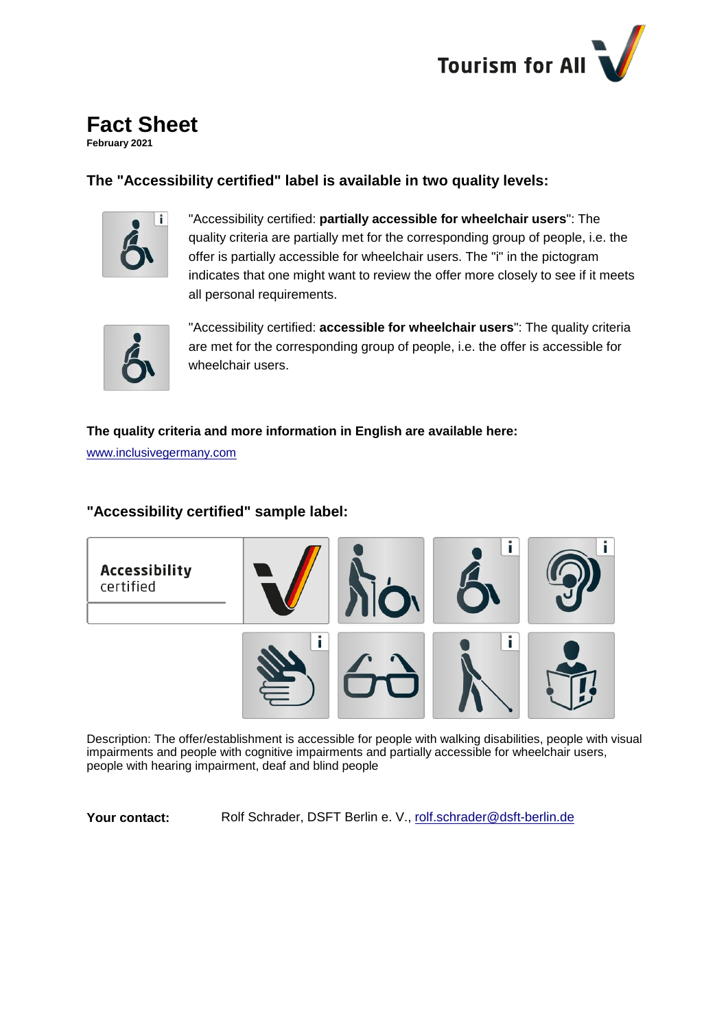# Fact Sheet

**February 2021**

### The "Accessibility certified" label is available in two quality levels:

"Accessibility certified: **partially accessible for wheelchair users**": The quality criteria are partially met for the corresponding group of people, i.e. the offer is partially accessible for wheelchair users. The "i" in the pictogram indicates that one might want to review the offer more closely to see if it meets all personal requirements.

"Accessibility certified: **accessible for wheelchair users**": The quality criteria are met for the corresponding group of people, i.e. the offer is accessible for wheelchair users.

**The quality criteria and more information in English are available here:**

www.inclusivegermany.com

### "Accessibility certified" sample label:

**Accessibility**
certified

Description: The offer/establishment is accessible for people with walking disabilities, people with visual impairments and people with cognitive impairments and partially accessible for wheelchair users, people with hearing impairment, deaf and blind people

**Your contact:** Rolf Schrader, DSFT Berlin e. V., rolf.schrader@dsft-berlin.de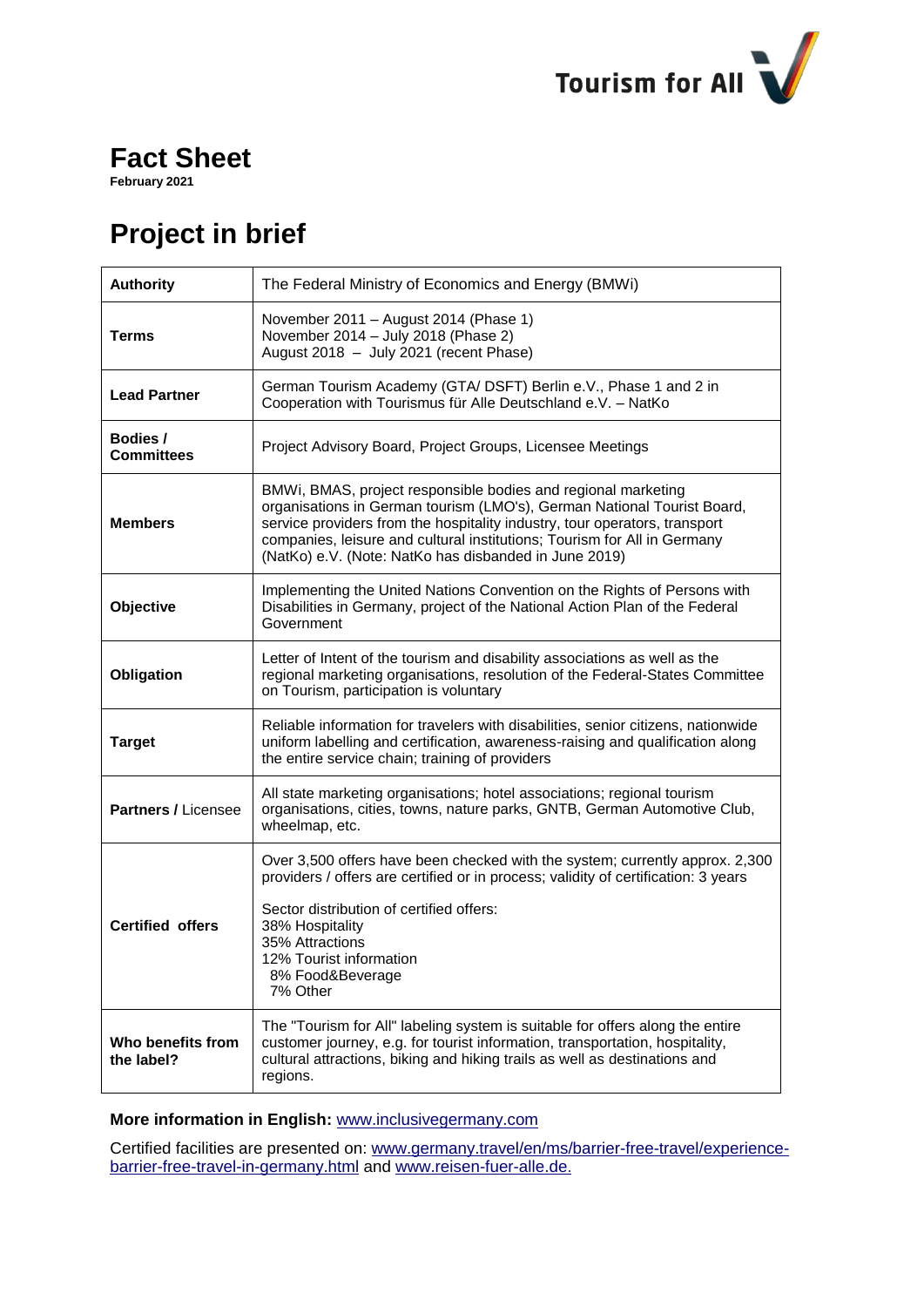Tourism for All

# Fact Sheet

**February 2021**

# Project in brief

| | |
|---|---|
| **Authority** | The Federal Ministry of Economics and Energy (BMWi) |
| **Terms** | November 2011 – August 2014 (Phase 1)<br>November 2014 – July 2018 (Phase 2)<br>August 2018 – July 2021 (recent Phase) |
| **Lead Partner** | German Tourism Academy (GTA/ DSFT) Berlin e.V., Phase 1 and 2 in Cooperation with Tourismus für Alle Deutschland e.V. – NatKo |
| **Bodies / Committees** | Project Advisory Board, Project Groups, Licensee Meetings |
| **Members** | BMWi, BMAS, project responsible bodies and regional marketing organisations in German tourism (LMO's), German National Tourist Board, service providers from the hospitality industry, tour operators, transport companies, leisure and cultural institutions; Tourism for All in Germany (NatKo) e.V. (Note: NatKo has disbanded in June 2019) |
| **Objective** | Implementing the United Nations Convention on the Rights of Persons with Disabilities in Germany, project of the National Action Plan of the Federal Government |
| **Obligation** | Letter of Intent of the tourism and disability associations as well as the regional marketing organisations, resolution of the Federal-States Committee on Tourism, participation is voluntary |
| **Target** | Reliable information for travelers with disabilities, senior citizens, nationwide uniform labelling and certification, awareness-raising and qualification along the entire service chain; training of providers |
| **Partners /** Licensee | All state marketing organisations; hotel associations; regional tourism organisations, cities, towns, nature parks, GNTB, German Automotive Club, wheelmap, etc. |
| **Certified offers** | Over 3,500 offers have been checked with the system; currently approx. 2,300 providers / offers are certified or in process; validity of certification: 3 years<br><br>Sector distribution of certified offers:<br>38% Hospitality<br>35% Attractions<br>12% Tourist information<br>8% Food&Beverage<br>7% Other |
| **Who benefits from the label?** | The "Tourism for All" labeling system is suitable for offers along the entire customer journey, e.g. for tourist information, transportation, hospitality, cultural attractions, biking and hiking trails as well as destinations and regions. |

**More information in English:** www.inclusivegermany.com

Certified facilities are presented on: www.germany.travel/en/ms/barrier-free-travel/experience-barrier-free-travel-in-germany.html and www.reisen-fuer-alle.de.